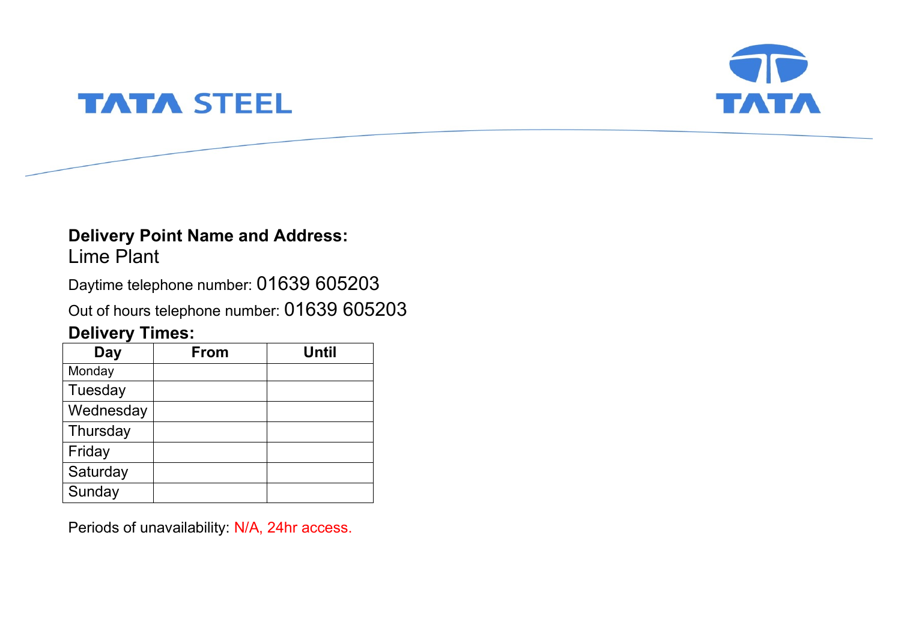TATA STEEL

TATA

**Delivery Point Name and Address:**
Lime Plant

Daytime telephone number: 01639 605203

Out of hours telephone number: 01639 605203

**Delivery Times:**

| Day | From | Until |
|---|---|---|
| Monday | | |
| Tuesday | | |
| Wednesday | | |
| Thursday | | |
| Friday | | |
| Saturday | | |
| Sunday | | |

Periods of unavailability: N/A, 24hr access.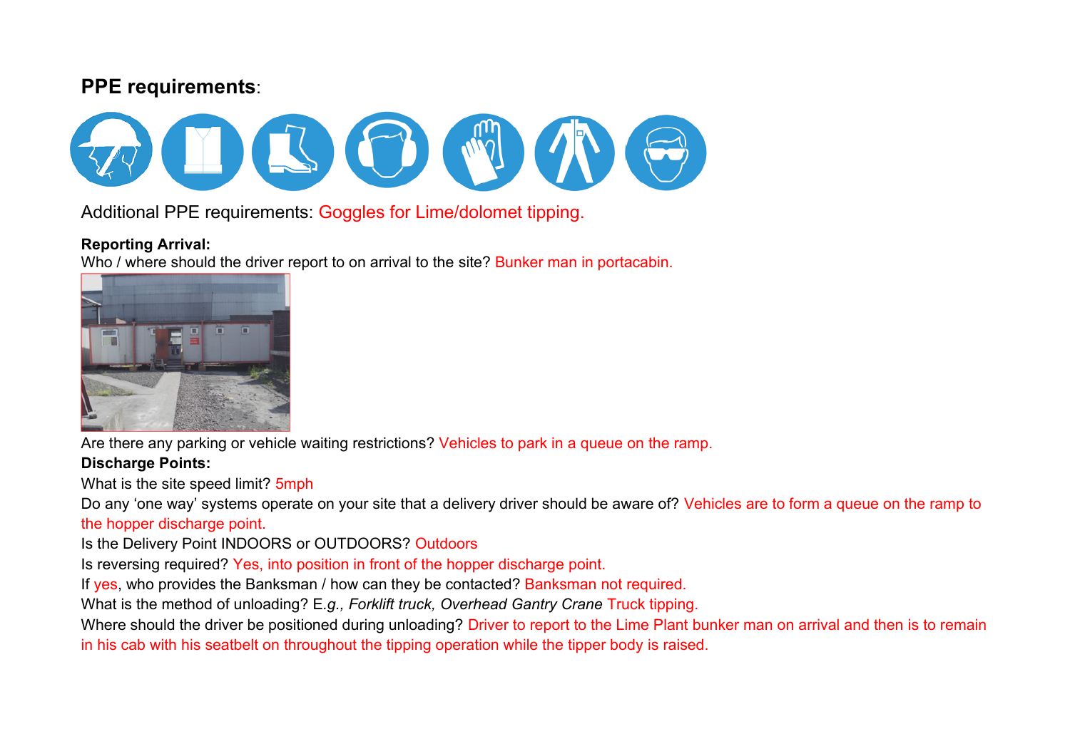**PPE requirements**:

Additional PPE requirements: Goggles for Lime/dolomet tipping.

**Reporting Arrival:**

Who / where should the driver report to on arrival to the site? Bunker man in portacabin.

Are there any parking or vehicle waiting restrictions? Vehicles to park in a queue on the ramp.

**Discharge Points:**

What is the site speed limit? 5mph

Do any 'one way' systems operate on your site that a delivery driver should be aware of? Vehicles are to form a queue on the ramp to the hopper discharge point.

Is the Delivery Point INDOORS or OUTDOORS? Outdoors

Is reversing required? Yes, into position in front of the hopper discharge point.

If yes, who provides the Banksman / how can they be contacted? Banksman not required.

What is the method of unloading? E.*g., Forklift truck, Overhead Gantry Crane* Truck tipping.

Where should the driver be positioned during unloading? Driver to report to the Lime Plant bunker man on arrival and then is to remain in his cab with his seatbelt on throughout the tipping operation while the tipper body is raised.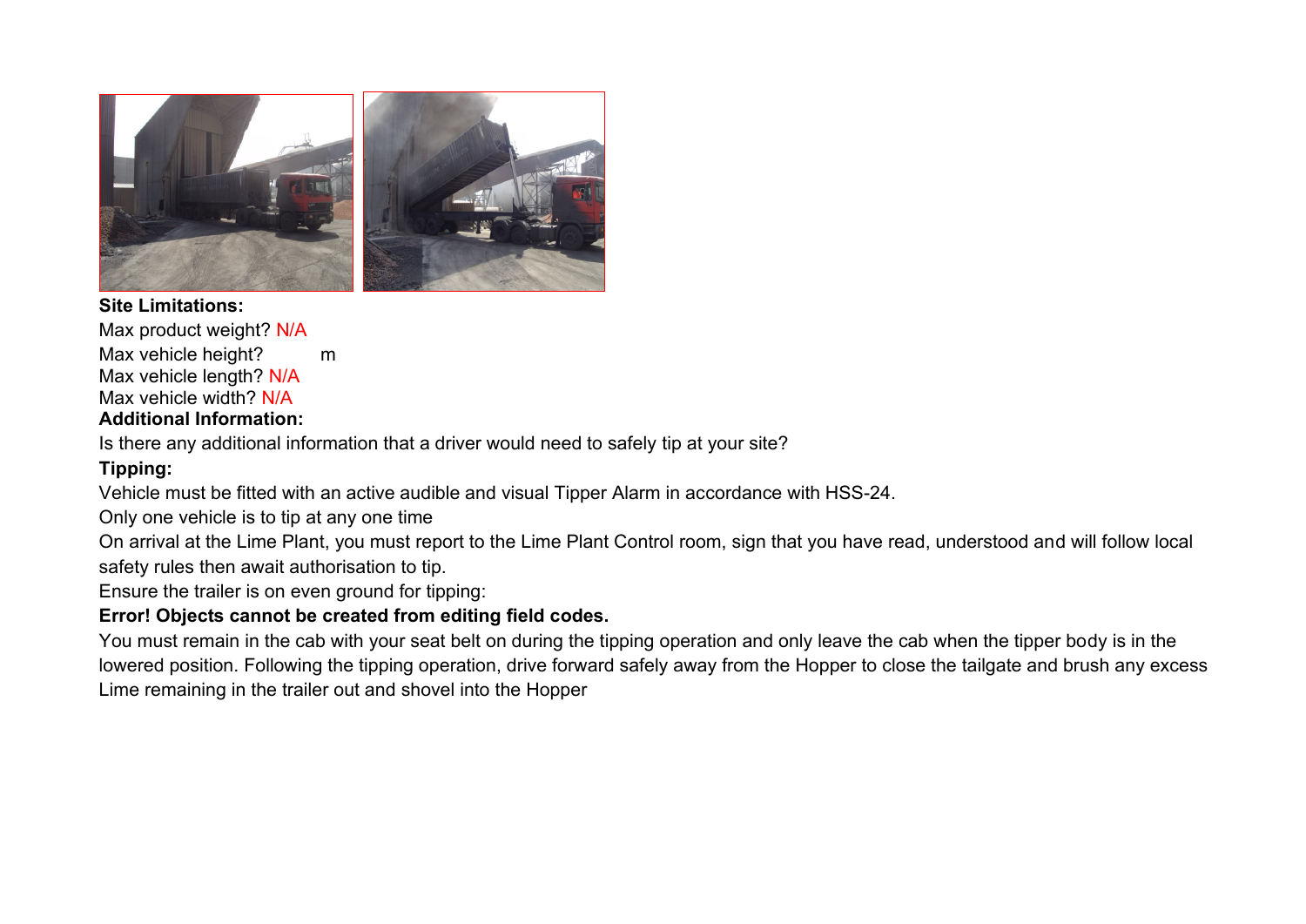**Site Limitations:**

Max product weight? N/A
Max vehicle height? m
Max vehicle length? N/A
Max vehicle width? N/A

**Additional Information:**

Is there any additional information that a driver would need to safely tip at your site?

**Tipping:**

Vehicle must be fitted with an active audible and visual Tipper Alarm in accordance with HSS-24.

Only one vehicle is to tip at any one time

On arrival at the Lime Plant, you must report to the Lime Plant Control room, sign that you have read, understood and will follow local safety rules then await authorisation to tip.

Ensure the trailer is on even ground for tipping:

**Error! Objects cannot be created from editing field codes.**

You must remain in the cab with your seat belt on during the tipping operation and only leave the cab when the tipper body is in the lowered position. Following the tipping operation, drive forward safely away from the Hopper to close the tailgate and brush any excess Lime remaining in the trailer out and shovel into the Hopper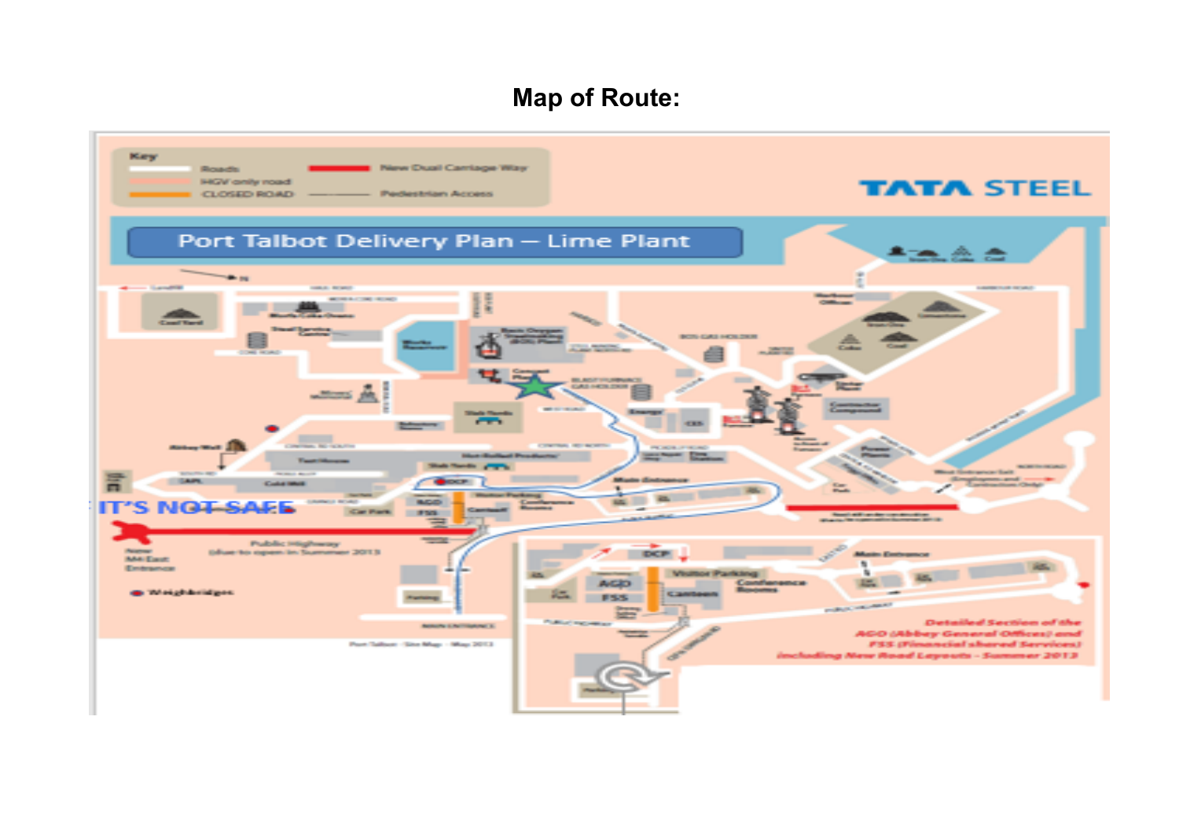# Map of Route:

Key

- Roads
- HGV only road
- CLOSED ROAD
- New Dual Carriage Way
- Pedestrian Access

TATA STEEL

Port Talbot Delivery Plan – Lime Plant

IT'S NOT SAFE

Public Highway (due to open in Summer 2013

New M4 East Entrance

Weighbridges

Main Entrance

Visitor Parking

Conference Rooms

Canteen

AGO

FSS

DCP

Car Park

Detailed Section of the AGO (Abbey General Offices) and FSS (Financial shared Services) including New Road Layouts – Summer 2013

Port Talbot – Site Map – May 2013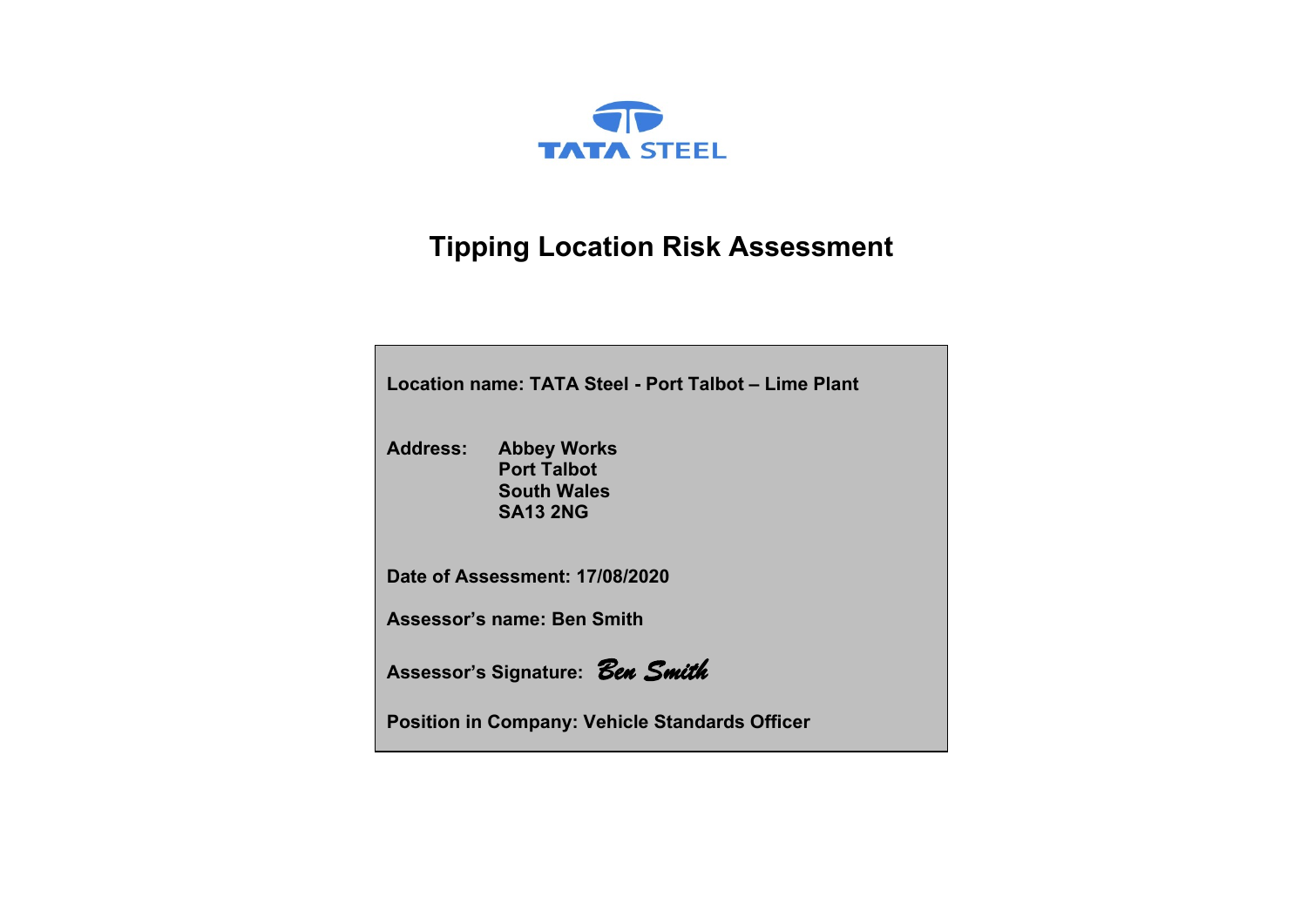TATA STEEL

# Tipping Location Risk Assessment

**Location name: TATA Steel - Port Talbot – Lime Plant**

**Address:**
**Abbey Works**
**Port Talbot**
**South Wales**
**SA13 2NG**

**Date of Assessment: 17/08/2020**

**Assessor's name: Ben Smith**

**Assessor's Signature:** *Ben Smith*

**Position in Company: Vehicle Standards Officer**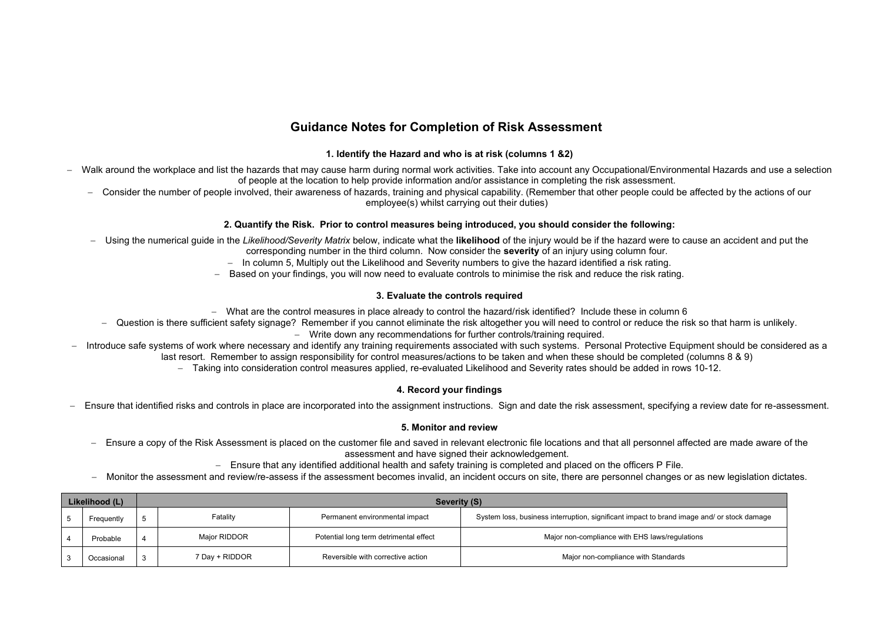# Guidance Notes for Completion of Risk Assessment

### 1. Identify the Hazard and who is at risk (columns 1 &2)

- Walk around the workplace and list the hazards that may cause harm during normal work activities. Take into account any Occupational/Environmental Hazards and use a selection of people at the location to help provide information and/or assistance in completing the risk assessment.
- Consider the number of people involved, their awareness of hazards, training and physical capability. (Remember that other people could be affected by the actions of our employee(s) whilst carrying out their duties)

### 2. Quantify the Risk. Prior to control measures being introduced, you should consider the following:

- Using the numerical guide in the *Likelihood/Severity Matrix* below, indicate what the **likelihood** of the injury would be if the hazard were to cause an accident and put the corresponding number in the third column. Now consider the **severity** of an injury using column four.
- In column 5, Multiply out the Likelihood and Severity numbers to give the hazard identified a risk rating.
- Based on your findings, you will now need to evaluate controls to minimise the risk and reduce the risk rating.

### 3. Evaluate the controls required

- What are the control measures in place already to control the hazard/risk identified? Include these in column 6
- Question is there sufficient safety signage? Remember if you cannot eliminate the risk altogether you will need to control or reduce the risk so that harm is unlikely.
- Write down any recommendations for further controls/training required.
- Introduce safe systems of work where necessary and identify any training requirements associated with such systems. Personal Protective Equipment should be considered as a last resort. Remember to assign responsibility for control measures/actions to be taken and when these should be completed (columns 8 & 9)
- Taking into consideration control measures applied, re-evaluated Likelihood and Severity rates should be added in rows 10-12.

### 4. Record your findings

- Ensure that identified risks and controls in place are incorporated into the assignment instructions. Sign and date the risk assessment, specifying a review date for re-assessment.

### 5. Monitor and review

- Ensure a copy of the Risk Assessment is placed on the customer file and saved in relevant electronic file locations and that all personnel affected are made aware of the assessment and have signed their acknowledgement.
- Ensure that any identified additional health and safety training is completed and placed on the officers P File.
- Monitor the assessment and review/re-assess if the assessment becomes invalid, an incident occurs on site, there are personnel changes or as new legislation dictates.

| Likelihood (L) | | Severity (S) | | | |
|---|---|---|---|---|---|
| 5 | Frequently | 5 | Fatality | Permanent environmental impact | System loss, business interruption, significant impact to brand image and/ or stock damage |
| 4 | Probable | 4 | Major RIDDOR | Potential long term detrimental effect | Major non-compliance with EHS laws/regulations |
| 3 | Occasional | 3 | 7 Day + RIDDOR | Reversible with corrective action | Major non-compliance with Standards |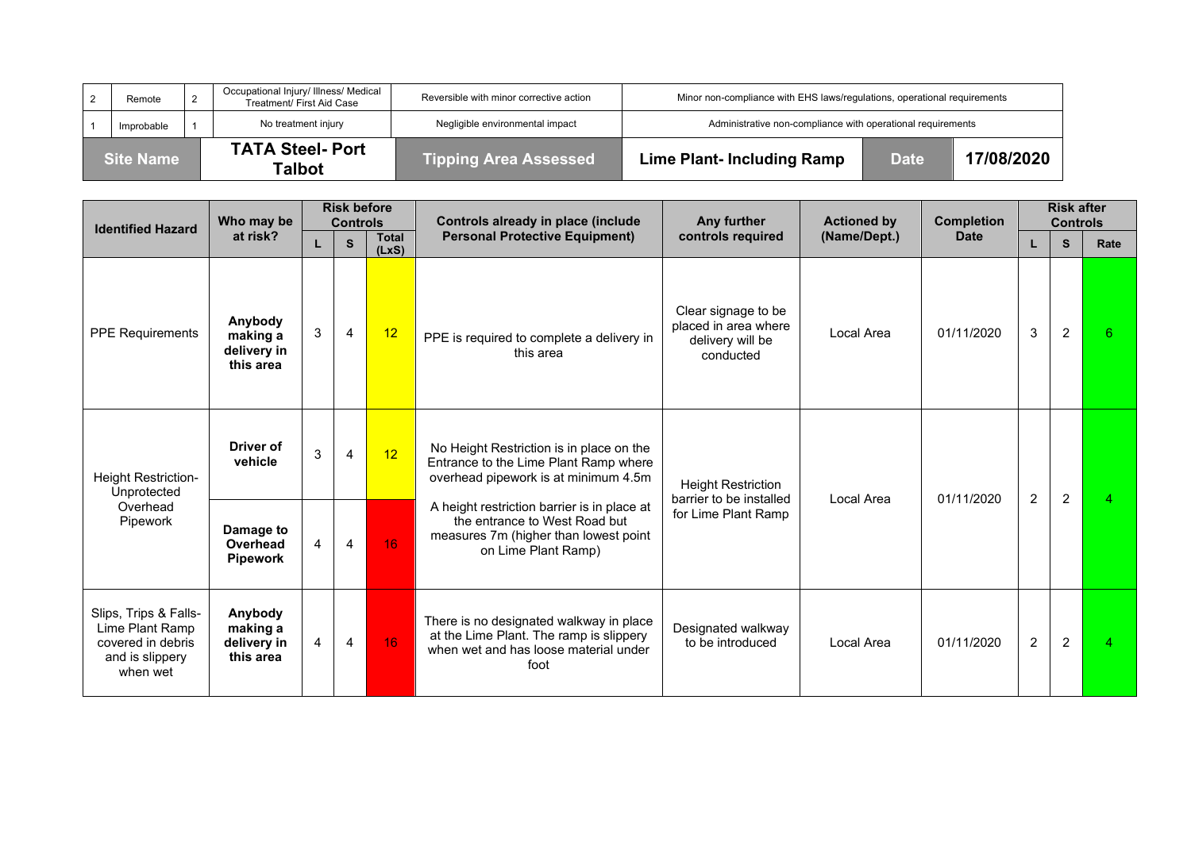| 2 | Remote | 2 | Occupational Injury/ Illness/ Medical Treatment/ First Aid Case | Reversible with minor corrective action | Minor non-compliance with EHS laws/regulations, operational requirements | | |
|---|---|---|---|---|---|---|---|
| 1 | Improbable | 1 | No treatment injury | Negligible environmental impact | Administrative non-compliance with operational requirements | | |
| **Site Name** | | | **TATA Steel- Port Talbot** | **Tipping Area Assessed** | **Lime Plant- Including Ramp** | **Date** | **17/08/2020** |

| Identified Hazard | Who may be at risk? | Risk before Controls | | | Controls already in place (include Personal Protective Equipment) | Any further controls required | Actioned by (Name/Dept.) | Completion Date | Risk after Controls | | |
|---|---|---|---|---|---|---|---|---|---|---|---|
| | | L | S | Total (LxS) | | | | | L | S | Rate |
| PPE Requirements | **Anybody making a delivery in this area** | 3 | 4 | 12 | PPE is required to complete a delivery in this area | Clear signage to be placed in area where delivery will be conducted | Local Area | 01/11/2020 | 3 | 2 | 6 |
| Height Restriction- Unprotected Overhead Pipework | **Driver of vehicle** | 3 | 4 | 12 | No Height Restriction is in place on the Entrance to the Lime Plant Ramp where overhead pipework is at minimum 4.5m<br>A height restriction barrier is in place at the entrance to West Road but measures 7m (higher than lowest point on Lime Plant Ramp) | Height Restriction barrier to be installed for Lime Plant Ramp | Local Area | 01/11/2020 | 2 | 2 | 4 |
| | **Damage to Overhead Pipework** | 4 | 4 | 16 | | | | | | | |
| Slips, Trips & Falls- Lime Plant Ramp covered in debris and is slippery when wet | **Anybody making a delivery in this area** | 4 | 4 | 16 | There is no designated walkway in place at the Lime Plant. The ramp is slippery when wet and has loose material under foot | Designated walkway to be introduced | Local Area | 01/11/2020 | 2 | 2 | 4 |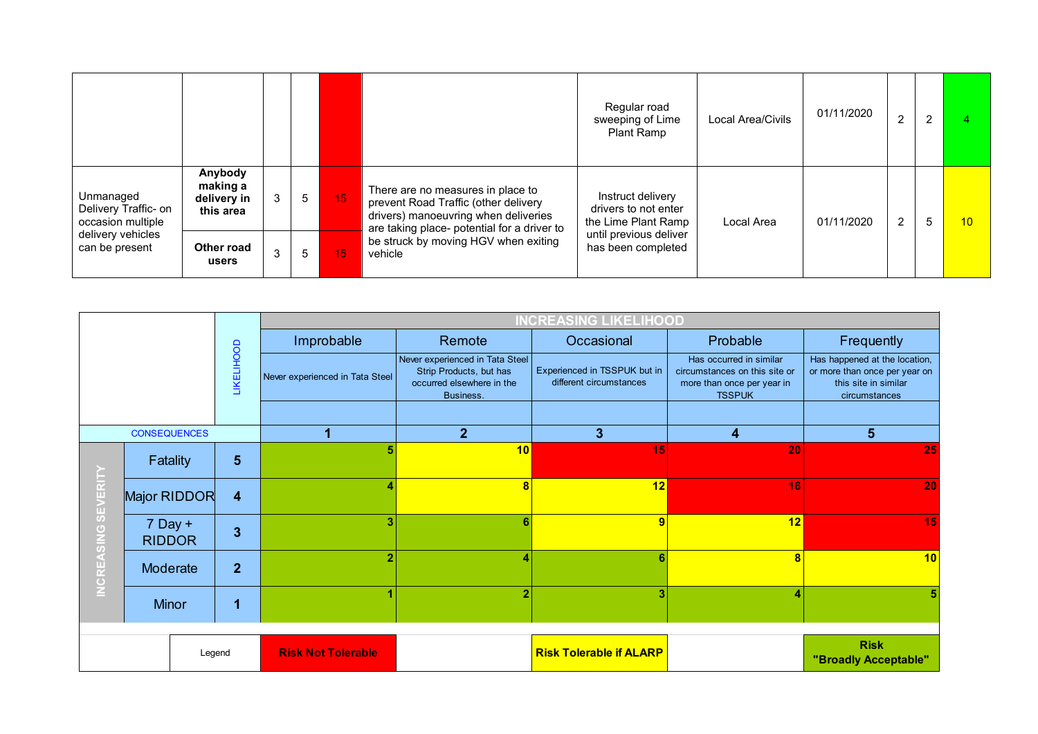| | | | | | | | | | | | |
|---|---|---|---|---|---|---|---|---|---|---|---|
| | | | | | | Regular road sweeping of Lime Plant Ramp | Local Area/Civils | 01/11/2020 | 2 | 2 | 4 |
| Unmanaged Delivery Traffic- on occasion multiple delivery vehicles can be present | **Anybody making a delivery in this area** | 3 | 5 | 15 | There are no measures in place to prevent Road Traffic (other delivery drivers) manoeuvring when deliveries are taking place- potential for a driver to be struck by moving HGV when exiting vehicle | Instruct delivery drivers to not enter the Lime Plant Ramp until previous deliver has been completed | Local Area | 01/11/2020 | 2 | 5 | 10 |
| | **Other road users** | 3 | 5 | 15 | | | | | | | |

| | | | | | | |
|---|---|---|---|---|---|---|
| | | LIKELIHOOD | **INCREASING LIKELIHOOD** | | | | 
| | | | Improbable | Remote | Occasional | Probable | Frequently |
| | | | Never experienced in Tata Steel | Never experienced in Tata Steel Strip Products, but has occurred elsewhere in the Business. | Experienced in TSSPUK but in different circumstances | Has occurred in similar circumstances on this site or more than once per year in TSSPUK | Has happened at the location, or more than once per year on this site in similar circumstances |
| CONSEQUENCES | | | **1** | **2** | **3** | **4** | **5** |
| INCREASING SEVERITY | Fatality | **5** | **5** | **10** | **15** | **20** | **25** |
| | Major RIDDOR | **4** | **4** | **8** | **12** | **16** | **20** |
| | 7 Day + RIDDOR | **3** | **3** | **6** | **9** | **12** | **15** |
| | Moderate | **2** | **2** | **4** | **6** | **8** | **10** |
| | Minor | **1** | **1** | **2** | **3** | **4** | **5** |

| | | | | | |
|---|---|---|---|---|---|
| Legend | **Risk Not Tolerable** | | **Risk Tolerable if ALARP** | | **Risk "Broadly Acceptable"** |